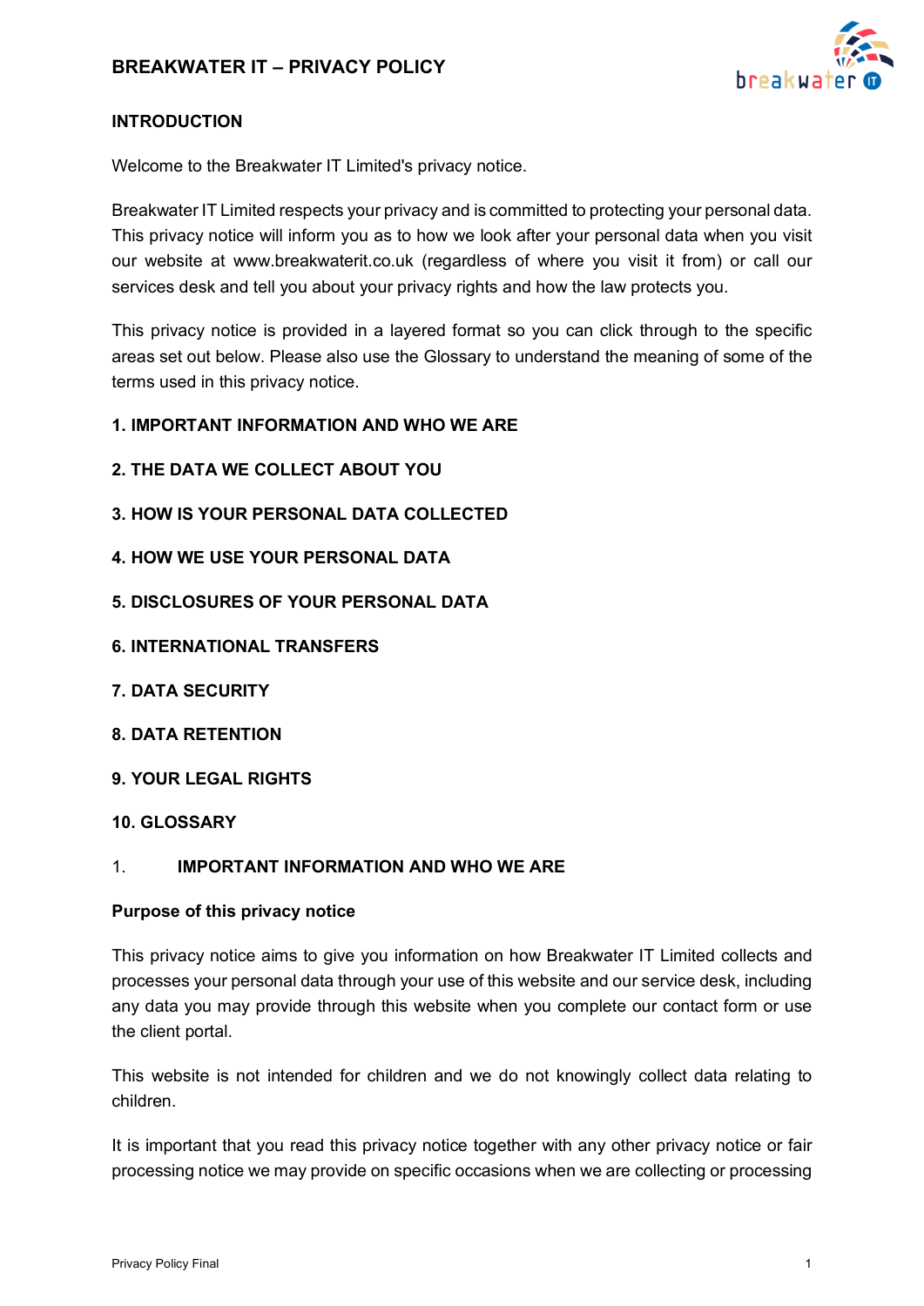# BREAKWATER IT – PRIVACY POLICY

## INTRODUCTION

Welcome to the Breakwater IT Limited's privacy notice.

Breakwater IT Limited respects your privacy and is committed to protecting your personal data. This privacy notice will inform you as to how we look after your personal data when you visit our website at www.breakwaterit.co.uk (regardless of where you visit it from) or call our services desk and tell you about your privacy rights and how the law protects you.

This privacy notice is provided in a layered format so you can click through to the specific areas set out below. Please also use the Glossary to understand the meaning of some of the terms used in this privacy notice.

**1. IMPORTANT INFORMATION AND WHO WE ARE**

**2. THE DATA WE COLLECT ABOUT YOU**

**3. HOW IS YOUR PERSONAL DATA COLLECTED**

**4. HOW WE USE YOUR PERSONAL DATA**

**5. DISCLOSURES OF YOUR PERSONAL DATA**

**6. INTERNATIONAL TRANSFERS**

**7. DATA SECURITY**

**8. DATA RETENTION**

**9. YOUR LEGAL RIGHTS**

**10. GLOSSARY**

## 1. IMPORTANT INFORMATION AND WHO WE ARE

### Purpose of this privacy notice

This privacy notice aims to give you information on how Breakwater IT Limited collects and processes your personal data through your use of this website and our service desk, including any data you may provide through this website when you complete our contact form or use the client portal.

This website is not intended for children and we do not knowingly collect data relating to children.

It is important that you read this privacy notice together with any other privacy notice or fair processing notice we may provide on specific occasions when we are collecting or processing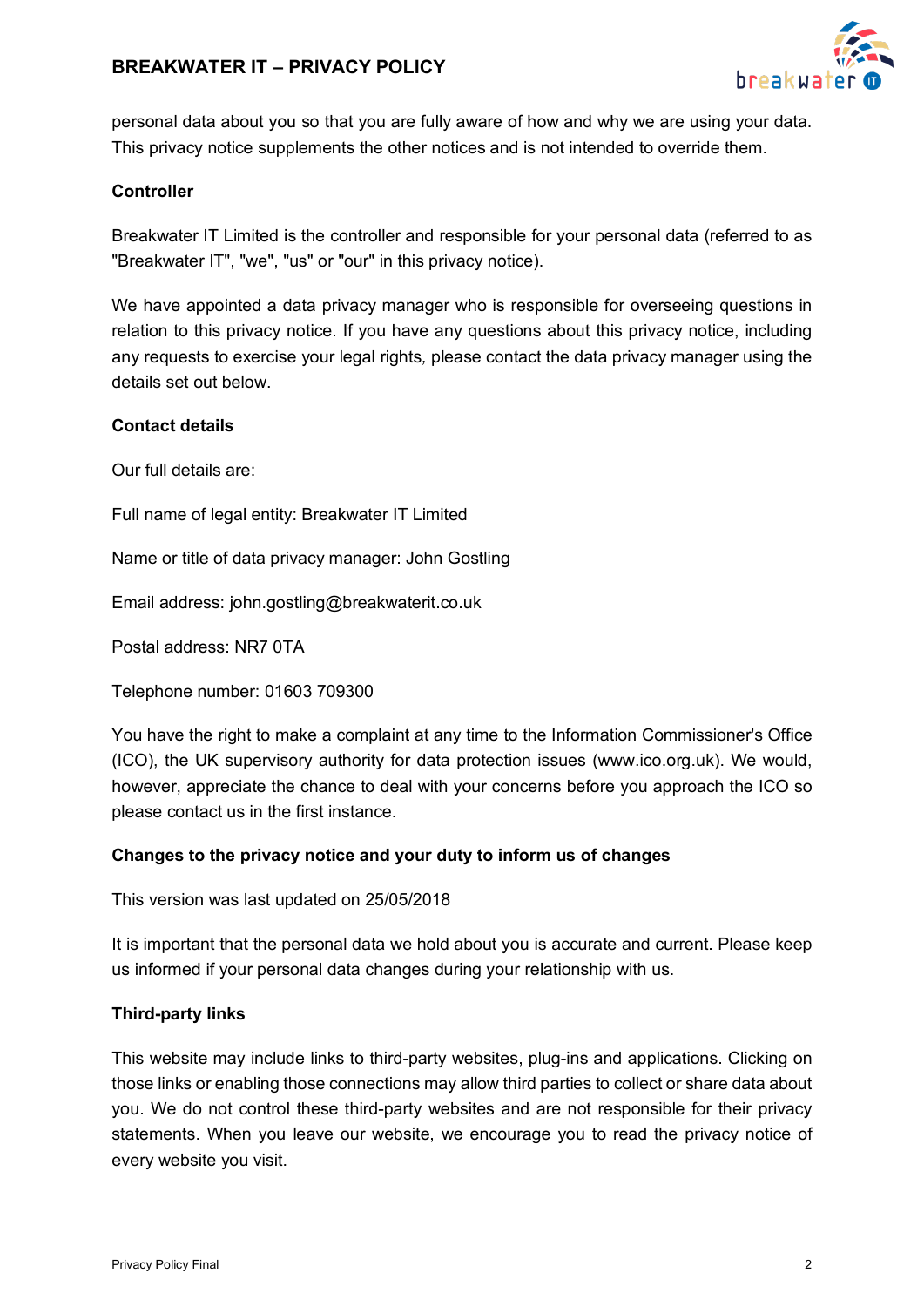personal data about you so that you are fully aware of how and why we are using your data. This privacy notice supplements the other notices and is not intended to override them.

**Controller**

Breakwater IT Limited is the controller and responsible for your personal data (referred to as "Breakwater IT", "we", "us" or "our" in this privacy notice).

We have appointed a data privacy manager who is responsible for overseeing questions in relation to this privacy notice. If you have any questions about this privacy notice, including any requests to exercise your legal rights, please contact the data privacy manager using the details set out below.

**Contact details**

Our full details are:

Full name of legal entity: Breakwater IT Limited

Name or title of data privacy manager: John Gostling

Email address: john.gostling@breakwaterit.co.uk

Postal address: NR7 0TA

Telephone number: 01603 709300

You have the right to make a complaint at any time to the Information Commissioner's Office (ICO), the UK supervisory authority for data protection issues (www.ico.org.uk). We would, however, appreciate the chance to deal with your concerns before you approach the ICO so please contact us in the first instance.

**Changes to the privacy notice and your duty to inform us of changes**

This version was last updated on 25/05/2018

It is important that the personal data we hold about you is accurate and current. Please keep us informed if your personal data changes during your relationship with us.

**Third-party links**

This website may include links to third-party websites, plug-ins and applications. Clicking on those links or enabling those connections may allow third parties to collect or share data about you. We do not control these third-party websites and are not responsible for their privacy statements. When you leave our website, we encourage you to read the privacy notice of every website you visit.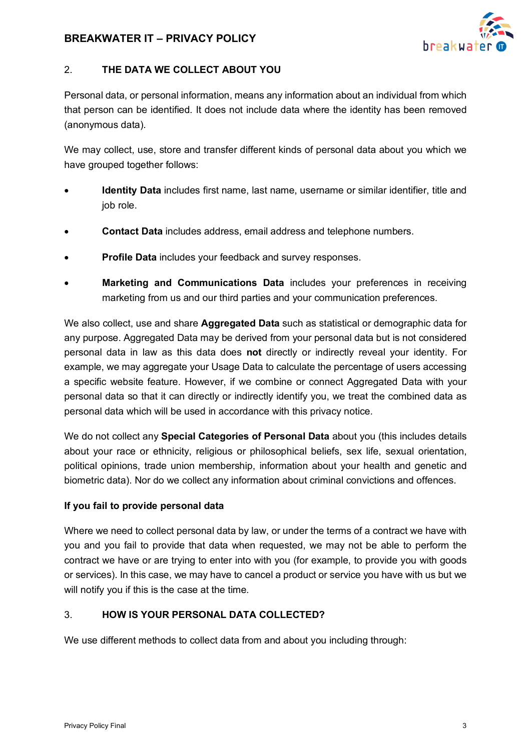## 2. THE DATA WE COLLECT ABOUT YOU

Personal data, or personal information, means any information about an individual from which that person can be identified. It does not include data where the identity has been removed (anonymous data).

We may collect, use, store and transfer different kinds of personal data about you which we have grouped together follows:

- **Identity Data** includes first name, last name, username or similar identifier, title and job role.
- **Contact Data** includes address, email address and telephone numbers.
- **Profile Data** includes your feedback and survey responses.
- **Marketing and Communications Data** includes your preferences in receiving marketing from us and our third parties and your communication preferences.

We also collect, use and share **Aggregated Data** such as statistical or demographic data for any purpose. Aggregated Data may be derived from your personal data but is not considered personal data in law as this data does **not** directly or indirectly reveal your identity. For example, we may aggregate your Usage Data to calculate the percentage of users accessing a specific website feature. However, if we combine or connect Aggregated Data with your personal data so that it can directly or indirectly identify you, we treat the combined data as personal data which will be used in accordance with this privacy notice.

We do not collect any **Special Categories of Personal Data** about you (this includes details about your race or ethnicity, religious or philosophical beliefs, sex life, sexual orientation, political opinions, trade union membership, information about your health and genetic and biometric data). Nor do we collect any information about criminal convictions and offences.

**If you fail to provide personal data**

Where we need to collect personal data by law, or under the terms of a contract we have with you and you fail to provide that data when requested, we may not be able to perform the contract we have or are trying to enter into with you (for example, to provide you with goods or services). In this case, we may have to cancel a product or service you have with us but we will notify you if this is the case at the time.

## 3. HOW IS YOUR PERSONAL DATA COLLECTED?

We use different methods to collect data from and about you including through: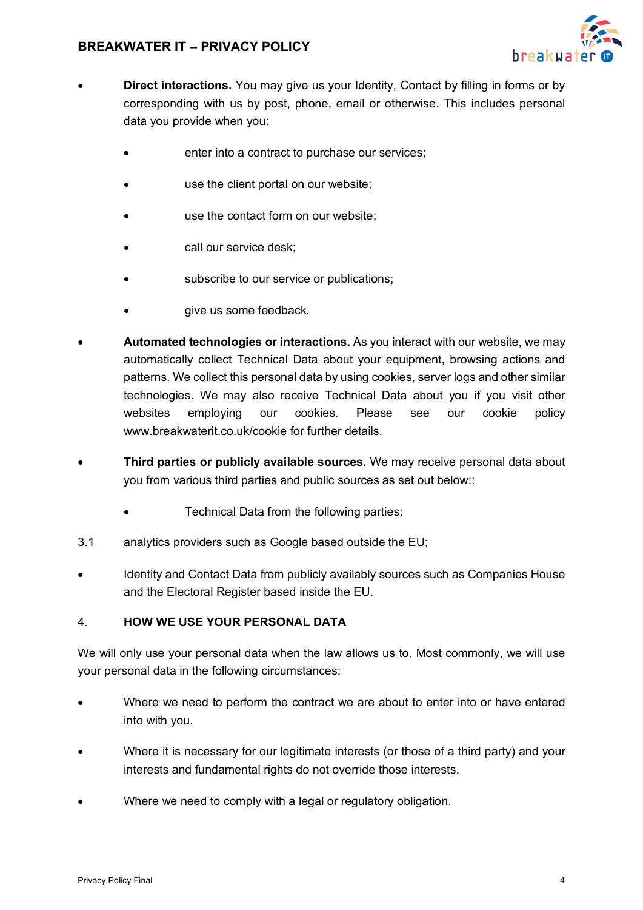- **Direct interactions.** You may give us your Identity, Contact by filling in forms or by corresponding with us by post, phone, email or otherwise. This includes personal data you provide when you:

  - enter into a contract to purchase our services;
  - use the client portal on our website;
  - use the contact form on our website;
  - call our service desk;
  - subscribe to our service or publications;
  - give us some feedback.

- **Automated technologies or interactions.** As you interact with our website, we may automatically collect Technical Data about your equipment, browsing actions and patterns. We collect this personal data by using cookies, server logs and other similar technologies. We may also receive Technical Data about you if you visit other websites employing our cookies. Please see our cookie policy www.breakwaterit.co.uk/cookie for further details.

- **Third parties or publicly available sources.** We may receive personal data about you from various third parties and public sources as set out below::

  - Technical Data from the following parties:

3.1 analytics providers such as Google based outside the EU;

- Identity and Contact Data from publicly availably sources such as Companies House and the Electoral Register based inside the EU.

## 4. HOW WE USE YOUR PERSONAL DATA

We will only use your personal data when the law allows us to. Most commonly, we will use your personal data in the following circumstances:

- Where we need to perform the contract we are about to enter into or have entered into with you.
- Where it is necessary for our legitimate interests (or those of a third party) and your interests and fundamental rights do not override those interests.
- Where we need to comply with a legal or regulatory obligation.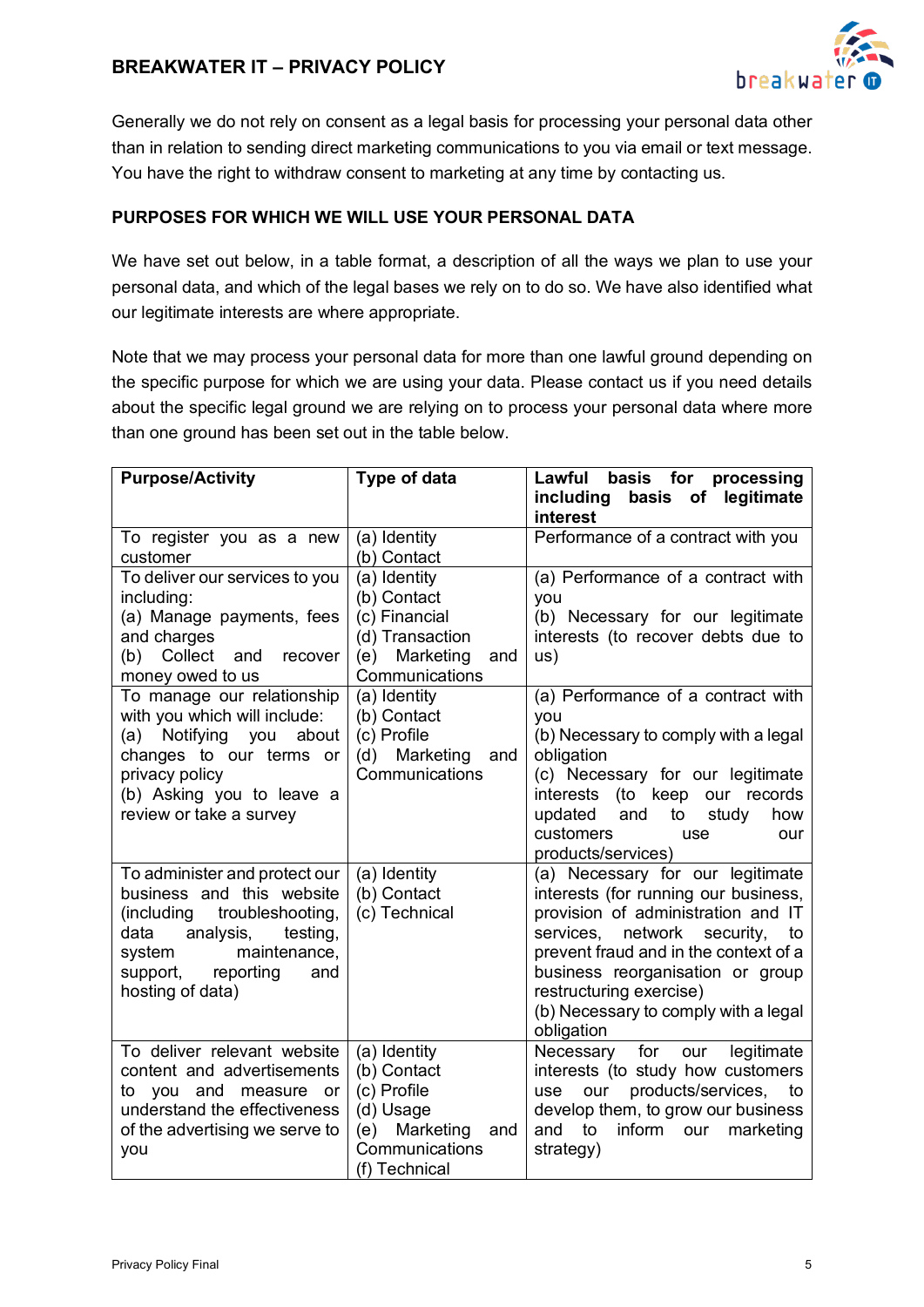Generally we do not rely on consent as a legal basis for processing your personal data other than in relation to sending direct marketing communications to you via email or text message. You have the right to withdraw consent to marketing at any time by contacting us.

## PURPOSES FOR WHICH WE WILL USE YOUR PERSONAL DATA

We have set out below, in a table format, a description of all the ways we plan to use your personal data, and which of the legal bases we rely on to do so. We have also identified what our legitimate interests are where appropriate.

Note that we may process your personal data for more than one lawful ground depending on the specific purpose for which we are using your data. Please contact us if you need details about the specific legal ground we are relying on to process your personal data where more than one ground has been set out in the table below.

| Purpose/Activity | Type of data | Lawful basis for processing including basis of legitimate interest |
|---|---|---|
| To register you as a new customer | (a) Identity<br>(b) Contact | Performance of a contract with you |
| To deliver our services to you including:<br>(a) Manage payments, fees and charges<br>(b) Collect and recover money owed to us | (a) Identity<br>(b) Contact<br>(c) Financial<br>(d) Transaction<br>(e) Marketing and Communications | (a) Performance of a contract with you<br>(b) Necessary for our legitimate interests (to recover debts due to us) |
| To manage our relationship with you which will include:<br>(a) Notifying you about changes to our terms or privacy policy<br>(b) Asking you to leave a review or take a survey | (a) Identity<br>(b) Contact<br>(c) Profile<br>(d) Marketing and Communications | (a) Performance of a contract with you<br>(b) Necessary to comply with a legal obligation<br>(c) Necessary for our legitimate interests (to keep our records updated and to study how customers use our products/services) |
| To administer and protect our business and this website (including troubleshooting, data analysis, testing, system maintenance, support, reporting and hosting of data) | (a) Identity<br>(b) Contact<br>(c) Technical | (a) Necessary for our legitimate interests (for running our business, provision of administration and IT services, network security, to prevent fraud and in the context of a business reorganisation or group restructuring exercise)<br>(b) Necessary to comply with a legal obligation |
| To deliver relevant website content and advertisements to you and measure or understand the effectiveness of the advertising we serve to you | (a) Identity<br>(b) Contact<br>(c) Profile<br>(d) Usage<br>(e) Marketing and Communications<br>(f) Technical | Necessary for our legitimate interests (to study how customers use our products/services, to develop them, to grow our business and to inform our marketing strategy) |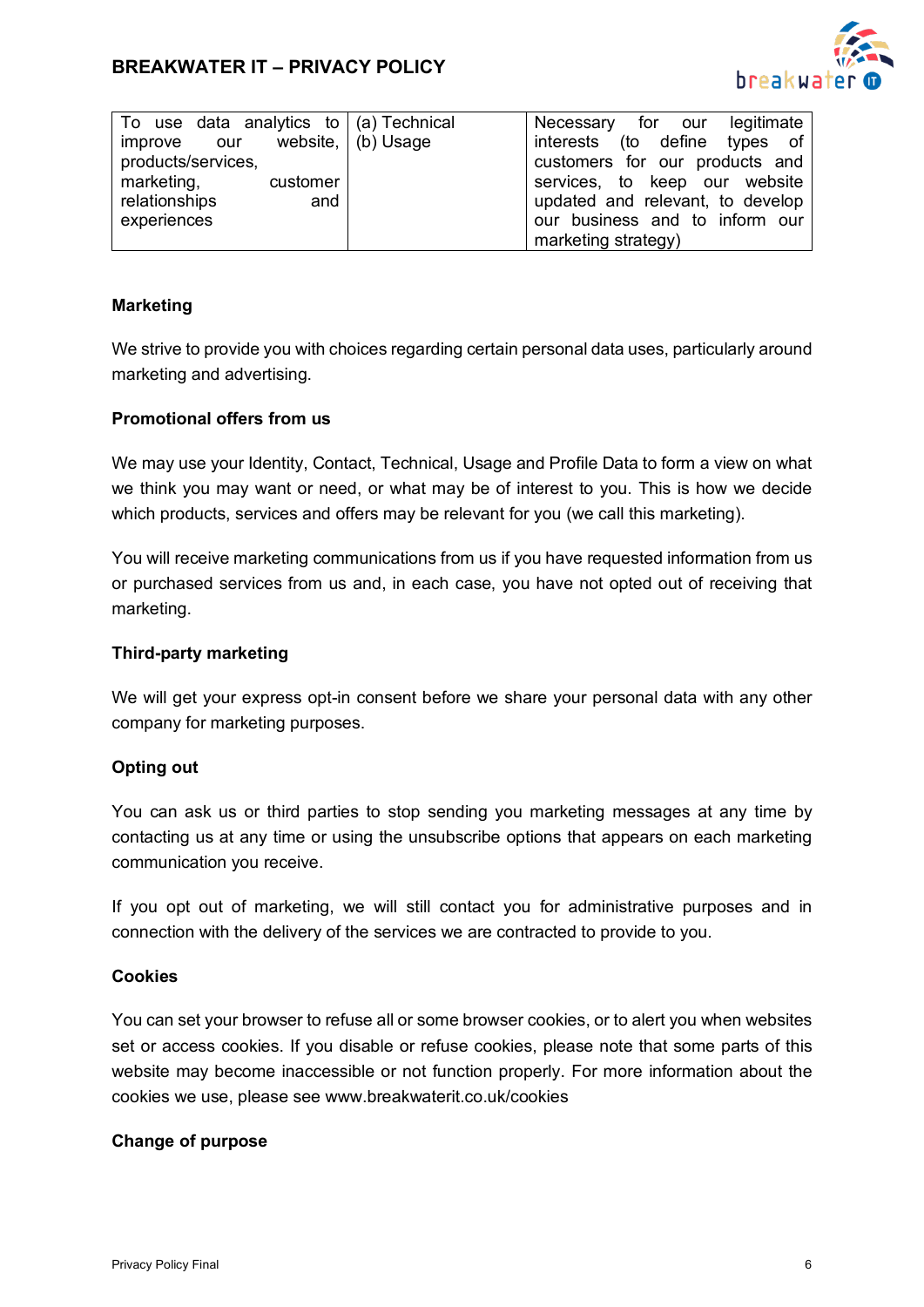| To use data analytics to improve our website, products/services, marketing, customer relationships and experiences | (a) Technical (b) Usage | Necessary for our legitimate interests (to define types of customers for our products and services, to keep our website updated and relevant, to develop our business and to inform our marketing strategy) |
|---|---|---|

**Marketing**

We strive to provide you with choices regarding certain personal data uses, particularly around marketing and advertising.

**Promotional offers from us**

We may use your Identity, Contact, Technical, Usage and Profile Data to form a view on what we think you may want or need, or what may be of interest to you. This is how we decide which products, services and offers may be relevant for you (we call this marketing).

You will receive marketing communications from us if you have requested information from us or purchased services from us and, in each case, you have not opted out of receiving that marketing.

**Third-party marketing**

We will get your express opt-in consent before we share your personal data with any other company for marketing purposes.

**Opting out**

You can ask us or third parties to stop sending you marketing messages at any time by contacting us at any time or using the unsubscribe options that appears on each marketing communication you receive.

If you opt out of marketing, we will still contact you for administrative purposes and in connection with the delivery of the services we are contracted to provide to you.

**Cookies**

You can set your browser to refuse all or some browser cookies, or to alert you when websites set or access cookies. If you disable or refuse cookies, please note that some parts of this website may become inaccessible or not function properly. For more information about the cookies we use, please see www.breakwaterit.co.uk/cookies

**Change of purpose**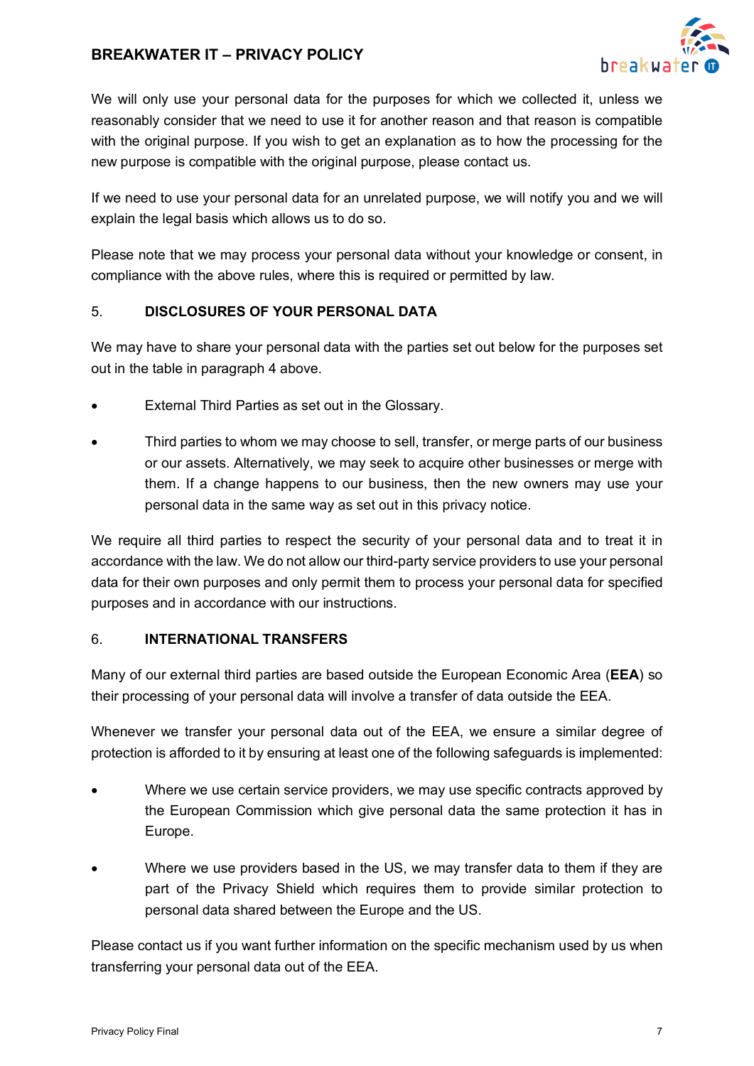We will only use your personal data for the purposes for which we collected it, unless we reasonably consider that we need to use it for another reason and that reason is compatible with the original purpose. If you wish to get an explanation as to how the processing for the new purpose is compatible with the original purpose, please contact us.

If we need to use your personal data for an unrelated purpose, we will notify you and we will explain the legal basis which allows us to do so.

Please note that we may process your personal data without your knowledge or consent, in compliance with the above rules, where this is required or permitted by law.

## 5. DISCLOSURES OF YOUR PERSONAL DATA

We may have to share your personal data with the parties set out below for the purposes set out in the table in paragraph 4 above.

- External Third Parties as set out in the Glossary.
- Third parties to whom we may choose to sell, transfer, or merge parts of our business or our assets. Alternatively, we may seek to acquire other businesses or merge with them. If a change happens to our business, then the new owners may use your personal data in the same way as set out in this privacy notice.

We require all third parties to respect the security of your personal data and to treat it in accordance with the law. We do not allow our third-party service providers to use your personal data for their own purposes and only permit them to process your personal data for specified purposes and in accordance with our instructions.

## 6. INTERNATIONAL TRANSFERS

Many of our external third parties are based outside the European Economic Area (**EEA**) so their processing of your personal data will involve a transfer of data outside the EEA.

Whenever we transfer your personal data out of the EEA, we ensure a similar degree of protection is afforded to it by ensuring at least one of the following safeguards is implemented:

- Where we use certain service providers, we may use specific contracts approved by the European Commission which give personal data the same protection it has in Europe.
- Where we use providers based in the US, we may transfer data to them if they are part of the Privacy Shield which requires them to provide similar protection to personal data shared between the Europe and the US.

Please contact us if you want further information on the specific mechanism used by us when transferring your personal data out of the EEA.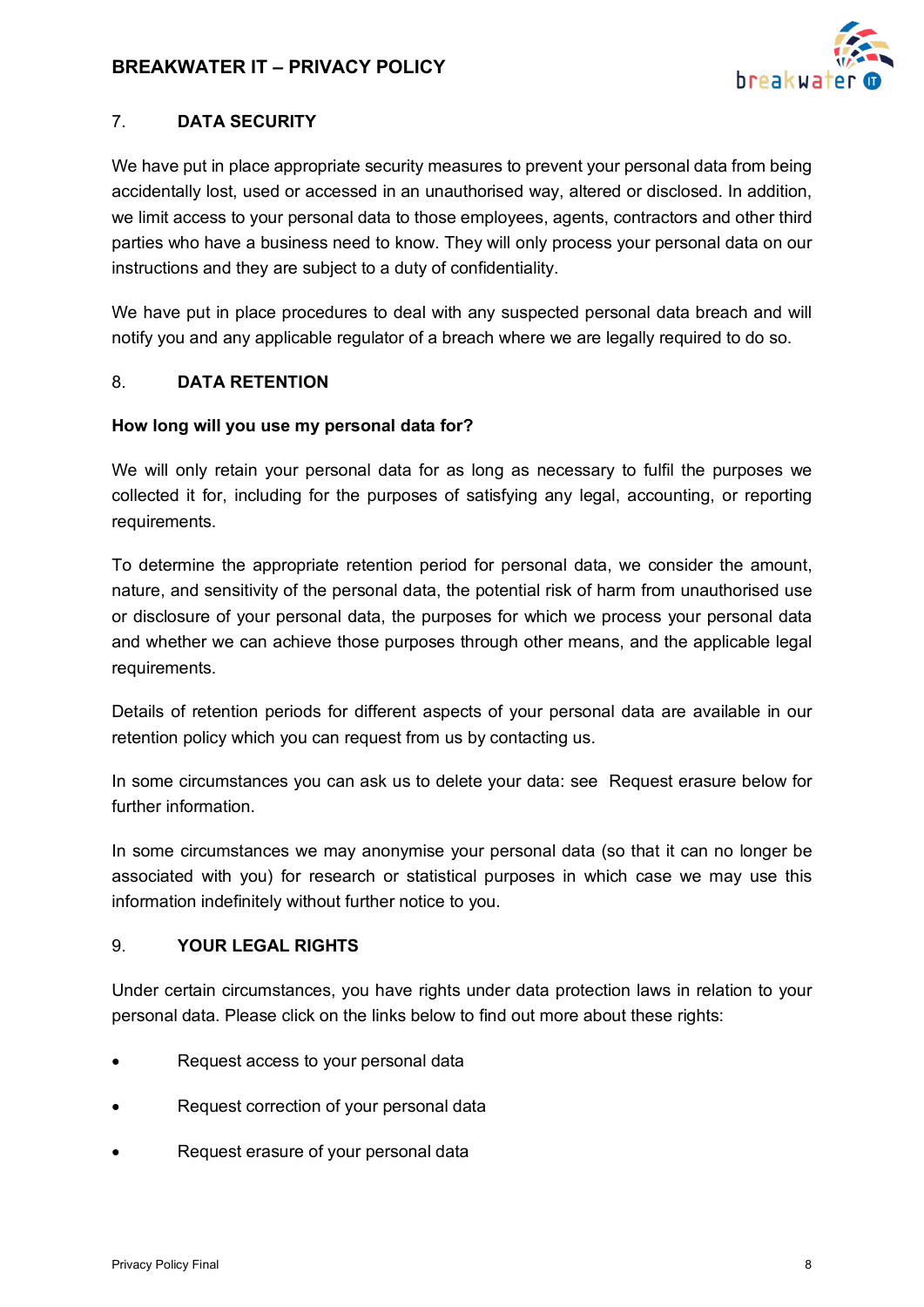## 7. DATA SECURITY

We have put in place appropriate security measures to prevent your personal data from being accidentally lost, used or accessed in an unauthorised way, altered or disclosed. In addition, we limit access to your personal data to those employees, agents, contractors and other third parties who have a business need to know. They will only process your personal data on our instructions and they are subject to a duty of confidentiality.

We have put in place procedures to deal with any suspected personal data breach and will notify you and any applicable regulator of a breach where we are legally required to do so.

## 8. DATA RETENTION

**How long will you use my personal data for?**

We will only retain your personal data for as long as necessary to fulfil the purposes we collected it for, including for the purposes of satisfying any legal, accounting, or reporting requirements.

To determine the appropriate retention period for personal data, we consider the amount, nature, and sensitivity of the personal data, the potential risk of harm from unauthorised use or disclosure of your personal data, the purposes for which we process your personal data and whether we can achieve those purposes through other means, and the applicable legal requirements.

Details of retention periods for different aspects of your personal data are available in our retention policy which you can request from us by contacting us.

In some circumstances you can ask us to delete your data: see Request erasure below for further information.

In some circumstances we may anonymise your personal data (so that it can no longer be associated with you) for research or statistical purposes in which case we may use this information indefinitely without further notice to you.

## 9. YOUR LEGAL RIGHTS

Under certain circumstances, you have rights under data protection laws in relation to your personal data. Please click on the links below to find out more about these rights:

- Request access to your personal data
- Request correction of your personal data
- Request erasure of your personal data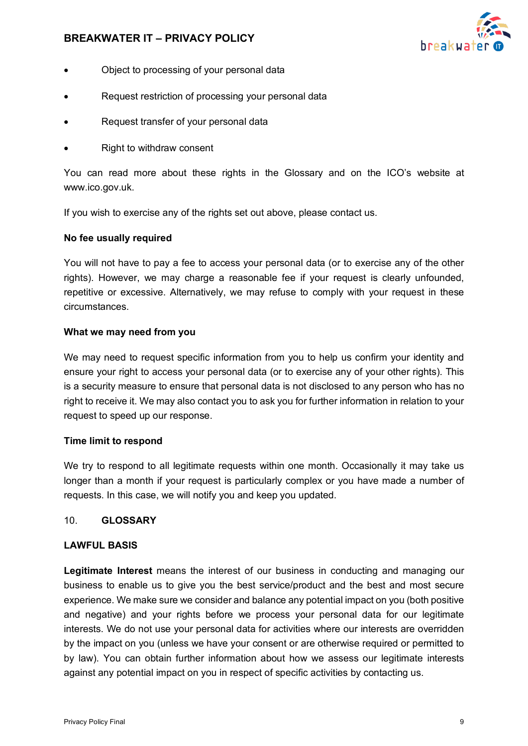- Object to processing of your personal data
- Request restriction of processing your personal data
- Request transfer of your personal data
- Right to withdraw consent

You can read more about these rights in the Glossary and on the ICO's website at www.ico.gov.uk.

If you wish to exercise any of the rights set out above, please contact us.

**No fee usually required**

You will not have to pay a fee to access your personal data (or to exercise any of the other rights). However, we may charge a reasonable fee if your request is clearly unfounded, repetitive or excessive. Alternatively, we may refuse to comply with your request in these circumstances.

**What we may need from you**

We may need to request specific information from you to help us confirm your identity and ensure your right to access your personal data (or to exercise any of your other rights). This is a security measure to ensure that personal data is not disclosed to any person who has no right to receive it. We may also contact you to ask you for further information in relation to your request to speed up our response.

**Time limit to respond**

We try to respond to all legitimate requests within one month. Occasionally it may take us longer than a month if your request is particularly complex or you have made a number of requests. In this case, we will notify you and keep you updated.

## 10. GLOSSARY

**LAWFUL BASIS**

**Legitimate Interest** means the interest of our business in conducting and managing our business to enable us to give you the best service/product and the best and most secure experience. We make sure we consider and balance any potential impact on you (both positive and negative) and your rights before we process your personal data for our legitimate interests. We do not use your personal data for activities where our interests are overridden by the impact on you (unless we have your consent or are otherwise required or permitted to by law). You can obtain further information about how we assess our legitimate interests against any potential impact on you in respect of specific activities by contacting us.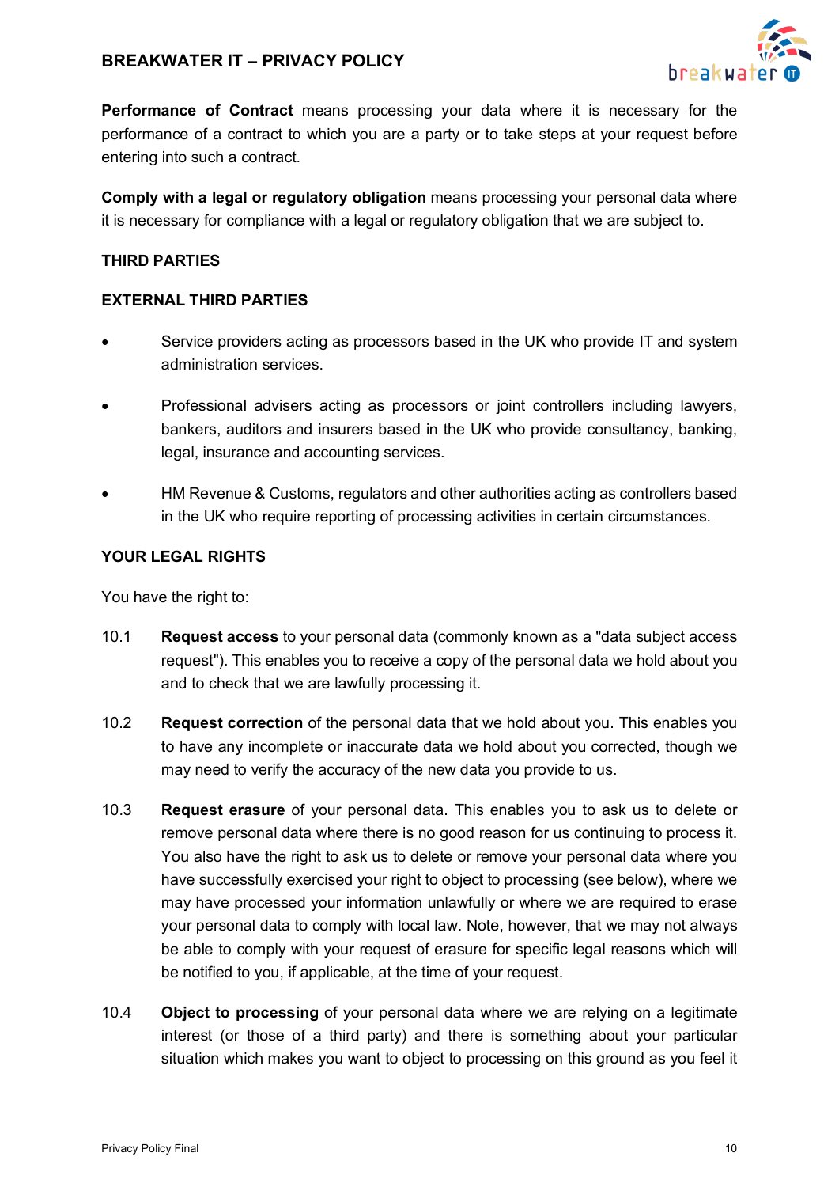**Performance of Contract** means processing your data where it is necessary for the performance of a contract to which you are a party or to take steps at your request before entering into such a contract.

**Comply with a legal or regulatory obligation** means processing your personal data where it is necessary for compliance with a legal or regulatory obligation that we are subject to.

## THIRD PARTIES

### EXTERNAL THIRD PARTIES

- Service providers acting as processors based in the UK who provide IT and system administration services.
- Professional advisers acting as processors or joint controllers including lawyers, bankers, auditors and insurers based in the UK who provide consultancy, banking, legal, insurance and accounting services.
- HM Revenue & Customs, regulators and other authorities acting as controllers based in the UK who require reporting of processing activities in certain circumstances.

## YOUR LEGAL RIGHTS

You have the right to:

10.1 **Request access** to your personal data (commonly known as a "data subject access request"). This enables you to receive a copy of the personal data we hold about you and to check that we are lawfully processing it.

10.2 **Request correction** of the personal data that we hold about you. This enables you to have any incomplete or inaccurate data we hold about you corrected, though we may need to verify the accuracy of the new data you provide to us.

10.3 **Request erasure** of your personal data. This enables you to ask us to delete or remove personal data where there is no good reason for us continuing to process it. You also have the right to ask us to delete or remove your personal data where you have successfully exercised your right to object to processing (see below), where we may have processed your information unlawfully or where we are required to erase your personal data to comply with local law. Note, however, that we may not always be able to comply with your request of erasure for specific legal reasons which will be notified to you, if applicable, at the time of your request.

10.4 **Object to processing** of your personal data where we are relying on a legitimate interest (or those of a third party) and there is something about your particular situation which makes you want to object to processing on this ground as you feel it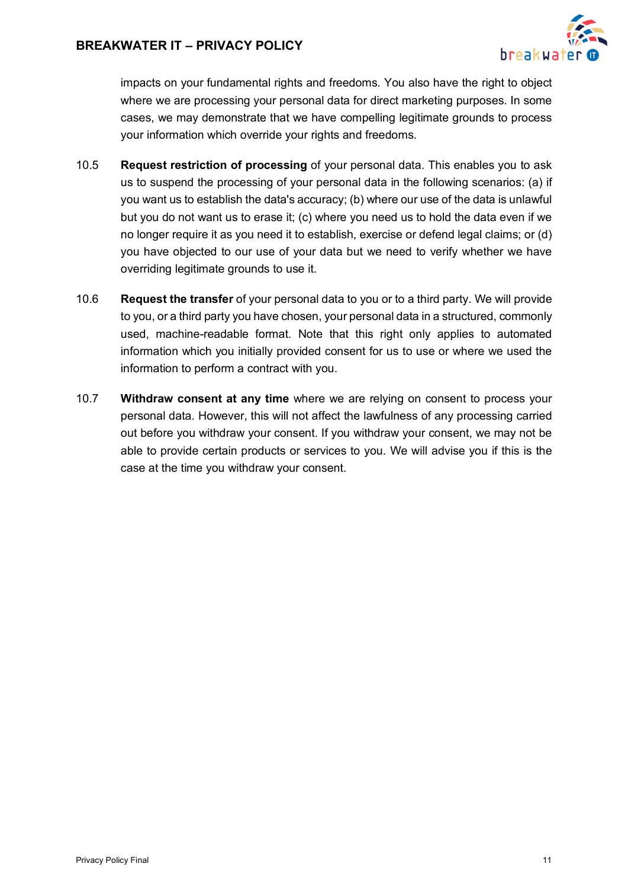impacts on your fundamental rights and freedoms. You also have the right to object where we are processing your personal data for direct marketing purposes. In some cases, we may demonstrate that we have compelling legitimate grounds to process your information which override your rights and freedoms.

10.5 **Request restriction of processing** of your personal data. This enables you to ask us to suspend the processing of your personal data in the following scenarios: (a) if you want us to establish the data's accuracy; (b) where our use of the data is unlawful but you do not want us to erase it; (c) where you need us to hold the data even if we no longer require it as you need it to establish, exercise or defend legal claims; or (d) you have objected to our use of your data but we need to verify whether we have overriding legitimate grounds to use it.

10.6 **Request the transfer** of your personal data to you or to a third party. We will provide to you, or a third party you have chosen, your personal data in a structured, commonly used, machine-readable format. Note that this right only applies to automated information which you initially provided consent for us to use or where we used the information to perform a contract with you.

10.7 **Withdraw consent at any time** where we are relying on consent to process your personal data. However, this will not affect the lawfulness of any processing carried out before you withdraw your consent. If you withdraw your consent, we may not be able to provide certain products or services to you. We will advise you if this is the case at the time you withdraw your consent.